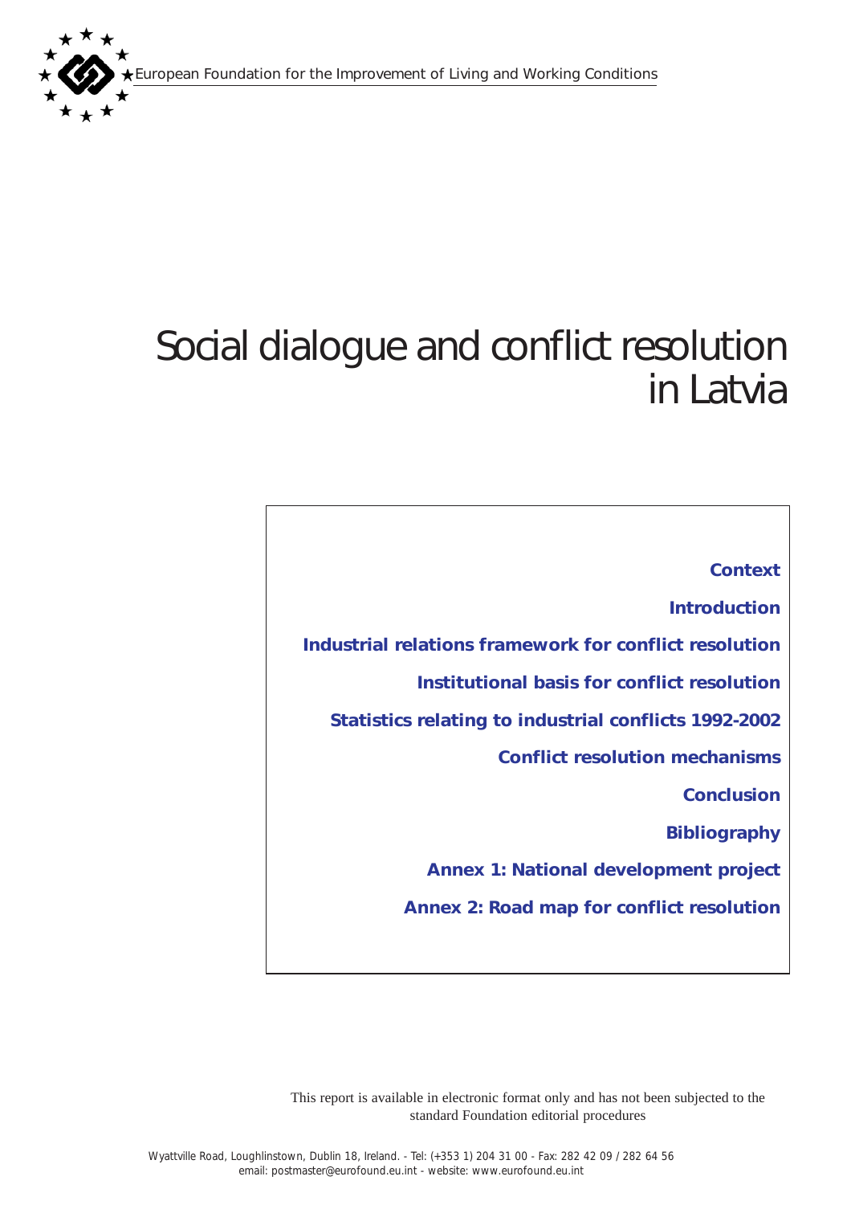European Foundation for the Improvement of Living and Working Conditions

# Social dialogue and conflict resolution in Latvia

**Context**

**Introduction**

**Industrial relations framework for conflict resolution**

**Institutional basis for conflict resolution**

**Statistics relating to industrial conflicts 1992-2002**

**Conflict resolution mechanisms**

**Conclusion**

**Bibliography**

**Annex 1: National development project**

**Annex 2: Road map for conflict resolution**

This report is available in electronic format only and has not been subjected to the standard Foundation editorial procedures

Wyattville Road, Loughlinstown, Dublin 18, Ireland. - Tel: (+353 1) 204 31 00 - Fax: 282 42 09 / 282 64 56
email: postmaster@eurofound.eu.int - website: www.eurofound.eu.int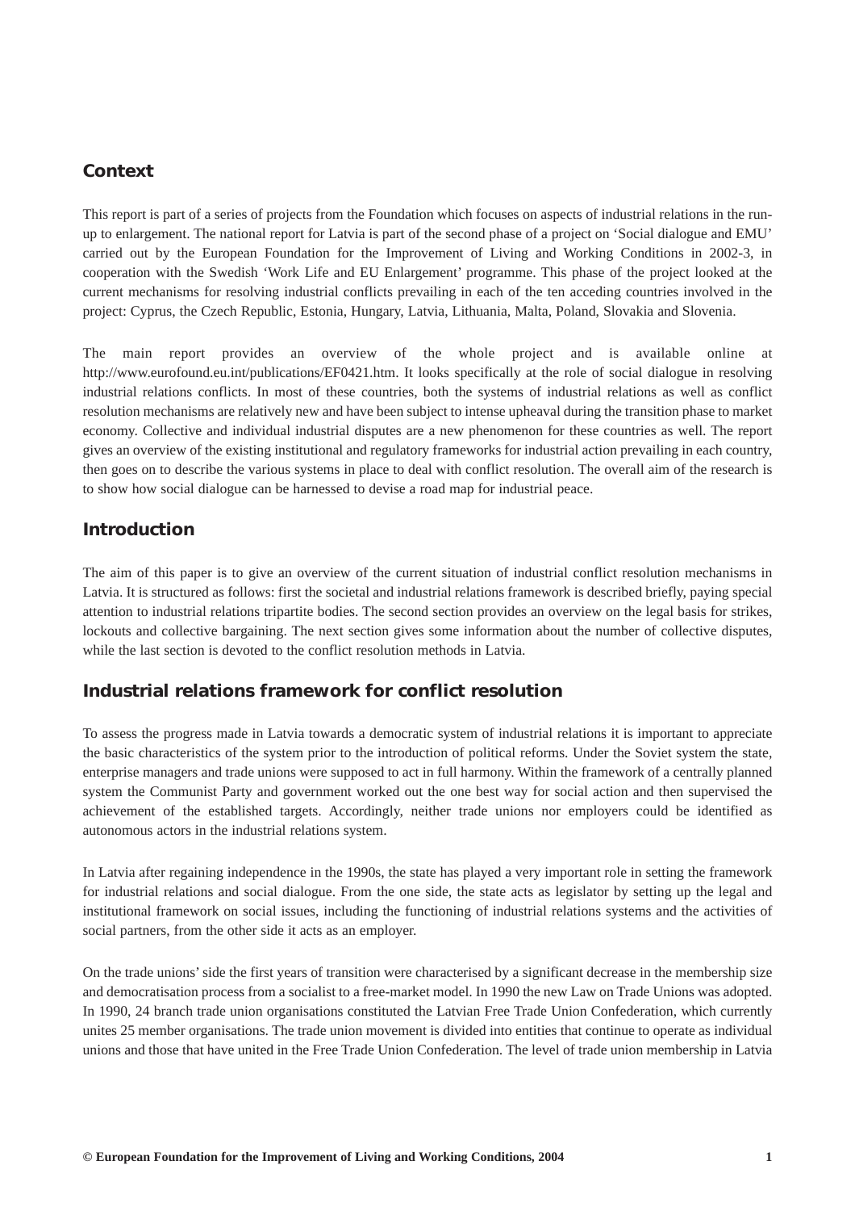## Context

This report is part of a series of projects from the Foundation which focuses on aspects of industrial relations in the run-up to enlargement. The national report for Latvia is part of the second phase of a project on 'Social dialogue and EMU' carried out by the European Foundation for the Improvement of Living and Working Conditions in 2002-3, in cooperation with the Swedish 'Work Life and EU Enlargement' programme. This phase of the project looked at the current mechanisms for resolving industrial conflicts prevailing in each of the ten acceding countries involved in the project: Cyprus, the Czech Republic, Estonia, Hungary, Latvia, Lithuania, Malta, Poland, Slovakia and Slovenia.

The main report provides an overview of the whole project and is available online at http://www.eurofound.eu.int/publications/EF0421.htm. It looks specifically at the role of social dialogue in resolving industrial relations conflicts. In most of these countries, both the systems of industrial relations as well as conflict resolution mechanisms are relatively new and have been subject to intense upheaval during the transition phase to market economy. Collective and individual industrial disputes are a new phenomenon for these countries as well. The report gives an overview of the existing institutional and regulatory frameworks for industrial action prevailing in each country, then goes on to describe the various systems in place to deal with conflict resolution. The overall aim of the research is to show how social dialogue can be harnessed to devise a road map for industrial peace.

## Introduction

The aim of this paper is to give an overview of the current situation of industrial conflict resolution mechanisms in Latvia. It is structured as follows: first the societal and industrial relations framework is described briefly, paying special attention to industrial relations tripartite bodies. The second section provides an overview on the legal basis for strikes, lockouts and collective bargaining. The next section gives some information about the number of collective disputes, while the last section is devoted to the conflict resolution methods in Latvia.

## Industrial relations framework for conflict resolution

To assess the progress made in Latvia towards a democratic system of industrial relations it is important to appreciate the basic characteristics of the system prior to the introduction of political reforms. Under the Soviet system the state, enterprise managers and trade unions were supposed to act in full harmony. Within the framework of a centrally planned system the Communist Party and government worked out the one best way for social action and then supervised the achievement of the established targets. Accordingly, neither trade unions nor employers could be identified as autonomous actors in the industrial relations system.

In Latvia after regaining independence in the 1990s, the state has played a very important role in setting the framework for industrial relations and social dialogue. From the one side, the state acts as legislator by setting up the legal and institutional framework on social issues, including the functioning of industrial relations systems and the activities of social partners, from the other side it acts as an employer.

On the trade unions' side the first years of transition were characterised by a significant decrease in the membership size and democratisation process from a socialist to a free-market model. In 1990 the new Law on Trade Unions was adopted. In 1990, 24 branch trade union organisations constituted the Latvian Free Trade Union Confederation, which currently unites 25 member organisations. The trade union movement is divided into entities that continue to operate as individual unions and those that have united in the Free Trade Union Confederation. The level of trade union membership in Latvia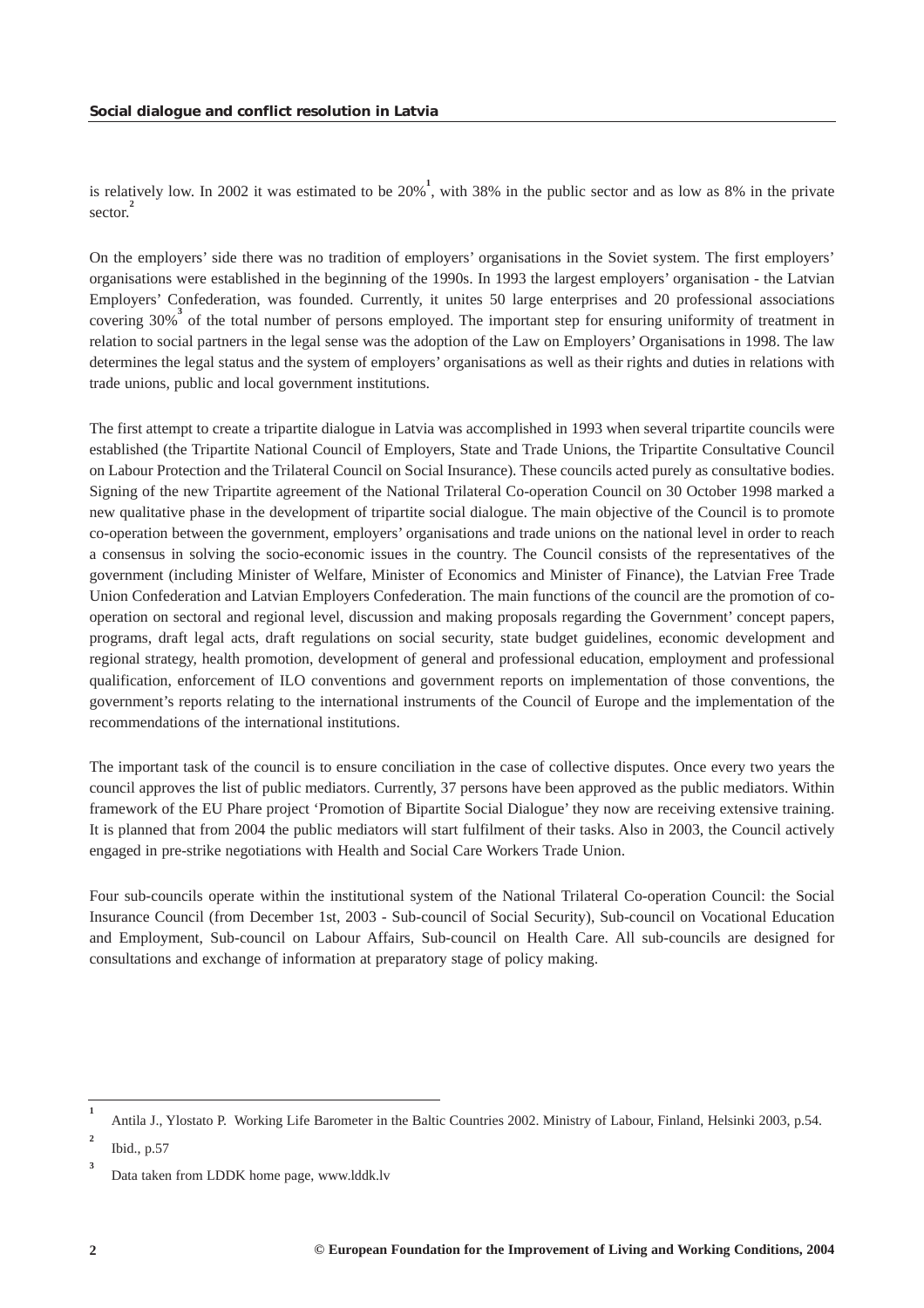is relatively low. In 2002 it was estimated to be 20%[1], with 38% in the public sector and as low as 8% in the private sector.[2]

On the employers' side there was no tradition of employers' organisations in the Soviet system. The first employers' organisations were established in the beginning of the 1990s. In 1993 the largest employers' organisation - the Latvian Employers' Confederation, was founded. Currently, it unites 50 large enterprises and 20 professional associations covering 30%[3] of the total number of persons employed. The important step for ensuring uniformity of treatment in relation to social partners in the legal sense was the adoption of the Law on Employers' Organisations in 1998. The law determines the legal status and the system of employers' organisations as well as their rights and duties in relations with trade unions, public and local government institutions.

The first attempt to create a tripartite dialogue in Latvia was accomplished in 1993 when several tripartite councils were established (the Tripartite National Council of Employers, State and Trade Unions, the Tripartite Consultative Council on Labour Protection and the Trilateral Council on Social Insurance). These councils acted purely as consultative bodies. Signing of the new Tripartite agreement of the National Trilateral Co-operation Council on 30 October 1998 marked a new qualitative phase in the development of tripartite social dialogue. The main objective of the Council is to promote co-operation between the government, employers' organisations and trade unions on the national level in order to reach a consensus in solving the socio-economic issues in the country. The Council consists of the representatives of the government (including Minister of Welfare, Minister of Economics and Minister of Finance), the Latvian Free Trade Union Confederation and Latvian Employers Confederation. The main functions of the council are the promotion of co-operation on sectoral and regional level, discussion and making proposals regarding the Government' concept papers, programs, draft legal acts, draft regulations on social security, state budget guidelines, economic development and regional strategy, health promotion, development of general and professional education, employment and professional qualification, enforcement of ILO conventions and government reports on implementation of those conventions, the government's reports relating to the international instruments of the Council of Europe and the implementation of the recommendations of the international institutions.

The important task of the council is to ensure conciliation in the case of collective disputes. Once every two years the council approves the list of public mediators. Currently, 37 persons have been approved as the public mediators. Within framework of the EU Phare project 'Promotion of Bipartite Social Dialogue' they now are receiving extensive training. It is planned that from 2004 the public mediators will start fulfilment of their tasks. Also in 2003, the Council actively engaged in pre-strike negotiations with Health and Social Care Workers Trade Union.

Four sub-councils operate within the institutional system of the National Trilateral Co-operation Council: the Social Insurance Council (from December 1st, 2003 - Sub-council of Social Security), Sub-council on Vocational Education and Employment, Sub-council on Labour Affairs, Sub-council on Health Care. All sub-councils are designed for consultations and exchange of information at preparatory stage of policy making.

---

[1] Antila J., Ylostato P. Working Life Barometer in the Baltic Countries 2002. Ministry of Labour, Finland, Helsinki 2003, p.54.

[2] Ibid., p.57

[3] Data taken from LDDK home page, www.lddk.lv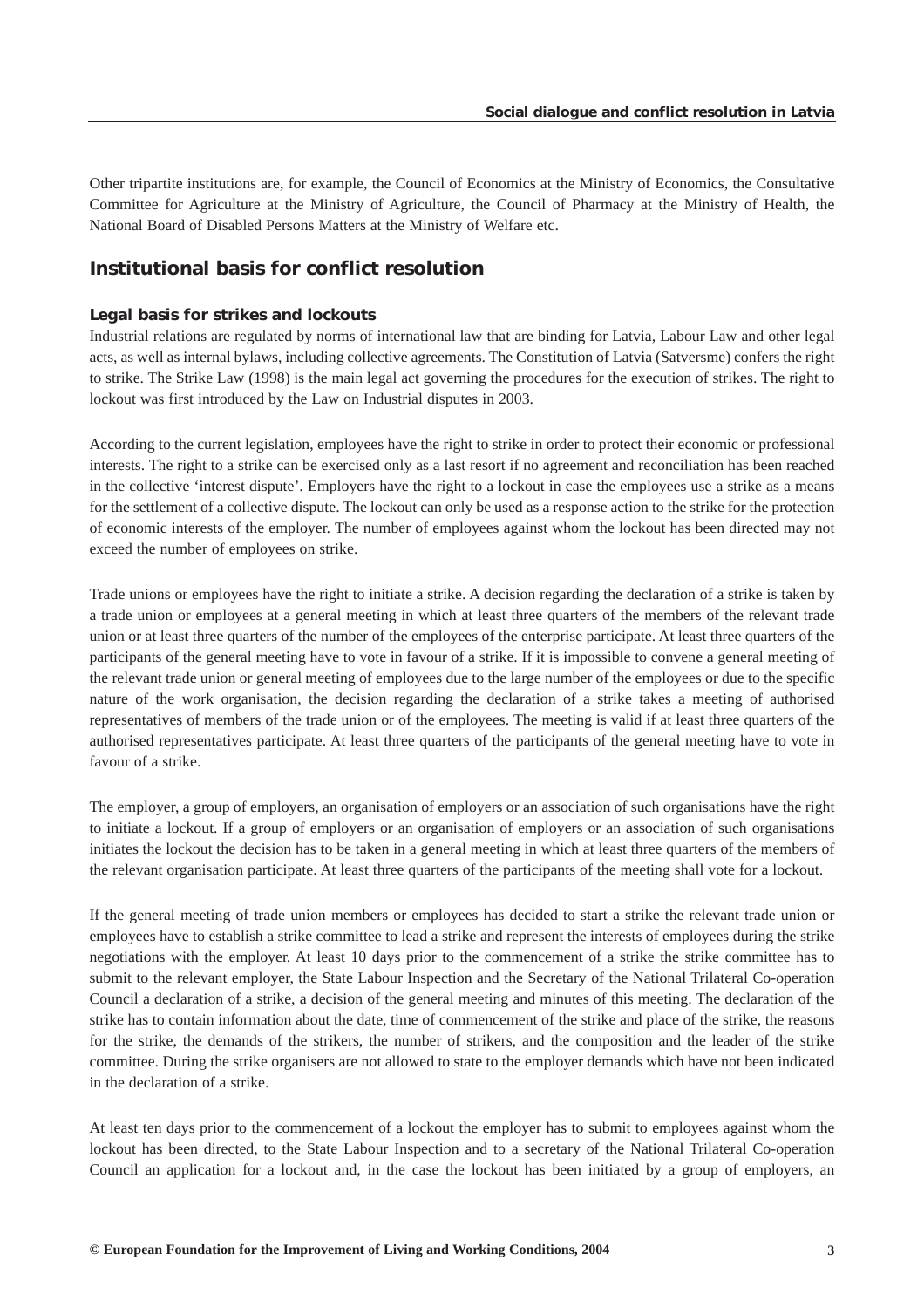Other tripartite institutions are, for example, the Council of Economics at the Ministry of Economics, the Consultative Committee for Agriculture at the Ministry of Agriculture, the Council of Pharmacy at the Ministry of Health, the National Board of Disabled Persons Matters at the Ministry of Welfare etc.

## Institutional basis for conflict resolution

### Legal basis for strikes and lockouts

Industrial relations are regulated by norms of international law that are binding for Latvia, Labour Law and other legal acts, as well as internal bylaws, including collective agreements. The Constitution of Latvia (Satversme) confers the right to strike. The Strike Law (1998) is the main legal act governing the procedures for the execution of strikes. The right to lockout was first introduced by the Law on Industrial disputes in 2003.

According to the current legislation, employees have the right to strike in order to protect their economic or professional interests. The right to a strike can be exercised only as a last resort if no agreement and reconciliation has been reached in the collective 'interest dispute'. Employers have the right to a lockout in case the employees use a strike as a means for the settlement of a collective dispute. The lockout can only be used as a response action to the strike for the protection of economic interests of the employer. The number of employees against whom the lockout has been directed may not exceed the number of employees on strike.

Trade unions or employees have the right to initiate a strike. A decision regarding the declaration of a strike is taken by a trade union or employees at a general meeting in which at least three quarters of the members of the relevant trade union or at least three quarters of the number of the employees of the enterprise participate. At least three quarters of the participants of the general meeting have to vote in favour of a strike. If it is impossible to convene a general meeting of the relevant trade union or general meeting of employees due to the large number of the employees or due to the specific nature of the work organisation, the decision regarding the declaration of a strike takes a meeting of authorised representatives of members of the trade union or of the employees. The meeting is valid if at least three quarters of the authorised representatives participate. At least three quarters of the participants of the general meeting have to vote in favour of a strike.

The employer, a group of employers, an organisation of employers or an association of such organisations have the right to initiate a lockout. If a group of employers or an organisation of employers or an association of such organisations initiates the lockout the decision has to be taken in a general meeting in which at least three quarters of the members of the relevant organisation participate. At least three quarters of the participants of the meeting shall vote for a lockout.

If the general meeting of trade union members or employees has decided to start a strike the relevant trade union or employees have to establish a strike committee to lead a strike and represent the interests of employees during the strike negotiations with the employer. At least 10 days prior to the commencement of a strike the strike committee has to submit to the relevant employer, the State Labour Inspection and the Secretary of the National Trilateral Co-operation Council a declaration of a strike, a decision of the general meeting and minutes of this meeting. The declaration of the strike has to contain information about the date, time of commencement of the strike and place of the strike, the reasons for the strike, the demands of the strikers, the number of strikers, and the composition and the leader of the strike committee. During the strike organisers are not allowed to state to the employer demands which have not been indicated in the declaration of a strike.

At least ten days prior to the commencement of a lockout the employer has to submit to employees against whom the lockout has been directed, to the State Labour Inspection and to a secretary of the National Trilateral Co-operation Council an application for a lockout and, in the case the lockout has been initiated by a group of employers, an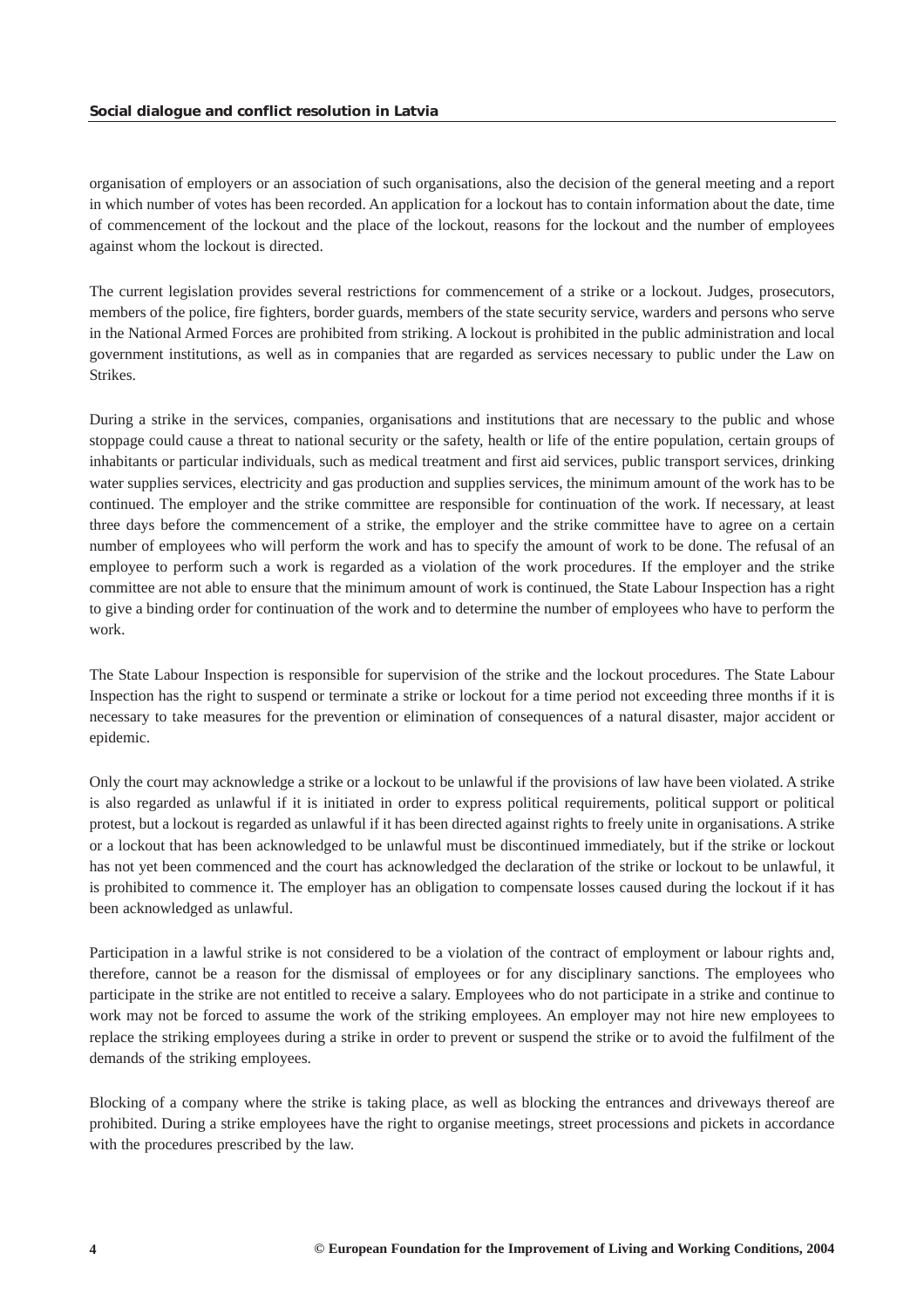organisation of employers or an association of such organisations, also the decision of the general meeting and a report in which number of votes has been recorded. An application for a lockout has to contain information about the date, time of commencement of the lockout and the place of the lockout, reasons for the lockout and the number of employees against whom the lockout is directed.

The current legislation provides several restrictions for commencement of a strike or a lockout. Judges, prosecutors, members of the police, fire fighters, border guards, members of the state security service, warders and persons who serve in the National Armed Forces are prohibited from striking. A lockout is prohibited in the public administration and local government institutions, as well as in companies that are regarded as services necessary to public under the Law on Strikes.

During a strike in the services, companies, organisations and institutions that are necessary to the public and whose stoppage could cause a threat to national security or the safety, health or life of the entire population, certain groups of inhabitants or particular individuals, such as medical treatment and first aid services, public transport services, drinking water supplies services, electricity and gas production and supplies services, the minimum amount of the work has to be continued. The employer and the strike committee are responsible for continuation of the work. If necessary, at least three days before the commencement of a strike, the employer and the strike committee have to agree on a certain number of employees who will perform the work and has to specify the amount of work to be done. The refusal of an employee to perform such a work is regarded as a violation of the work procedures. If the employer and the strike committee are not able to ensure that the minimum amount of work is continued, the State Labour Inspection has a right to give a binding order for continuation of the work and to determine the number of employees who have to perform the work.

The State Labour Inspection is responsible for supervision of the strike and the lockout procedures. The State Labour Inspection has the right to suspend or terminate a strike or lockout for a time period not exceeding three months if it is necessary to take measures for the prevention or elimination of consequences of a natural disaster, major accident or epidemic.

Only the court may acknowledge a strike or a lockout to be unlawful if the provisions of law have been violated. A strike is also regarded as unlawful if it is initiated in order to express political requirements, political support or political protest, but a lockout is regarded as unlawful if it has been directed against rights to freely unite in organisations. A strike or a lockout that has been acknowledged to be unlawful must be discontinued immediately, but if the strike or lockout has not yet been commenced and the court has acknowledged the declaration of the strike or lockout to be unlawful, it is prohibited to commence it. The employer has an obligation to compensate losses caused during the lockout if it has been acknowledged as unlawful.

Participation in a lawful strike is not considered to be a violation of the contract of employment or labour rights and, therefore, cannot be a reason for the dismissal of employees or for any disciplinary sanctions. The employees who participate in the strike are not entitled to receive a salary. Employees who do not participate in a strike and continue to work may not be forced to assume the work of the striking employees. An employer may not hire new employees to replace the striking employees during a strike in order to prevent or suspend the strike or to avoid the fulfilment of the demands of the striking employees.

Blocking of a company where the strike is taking place, as well as blocking the entrances and driveways thereof are prohibited. During a strike employees have the right to organise meetings, street processions and pickets in accordance with the procedures prescribed by the law.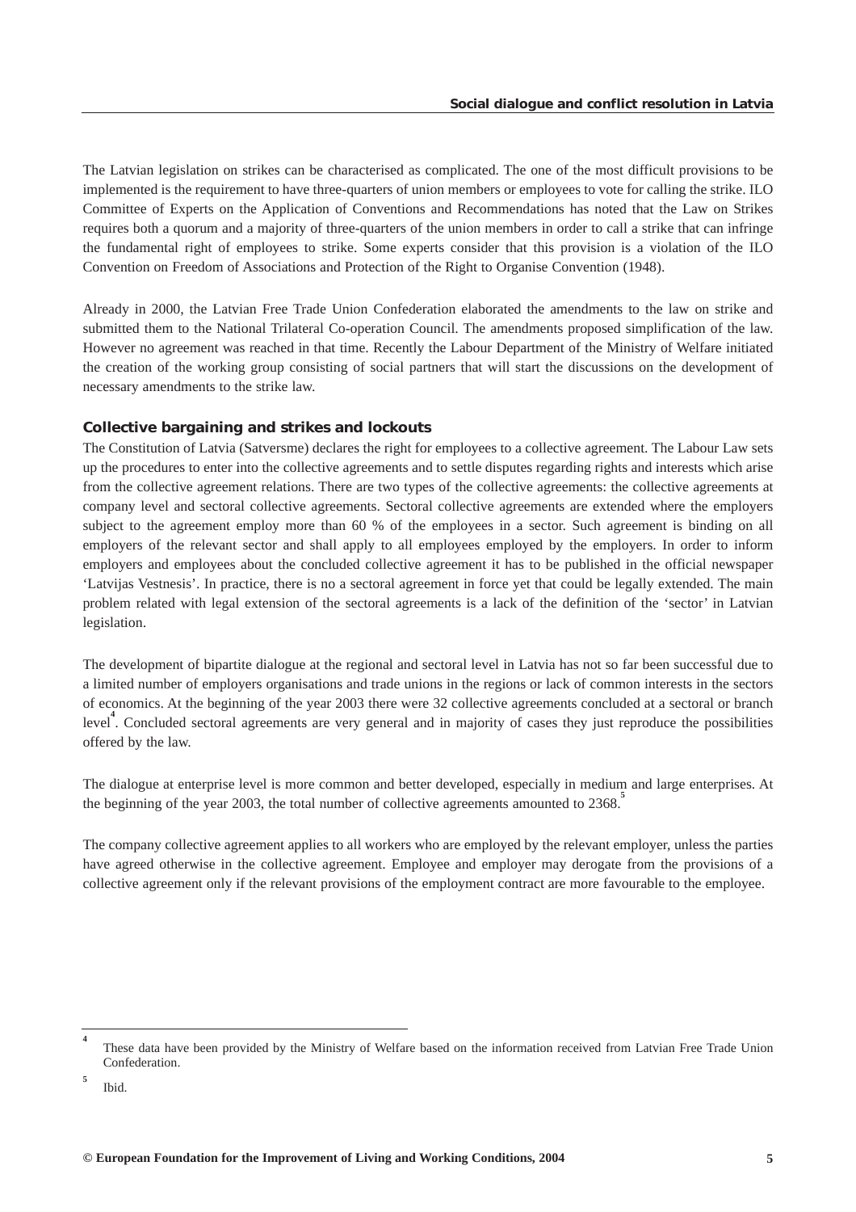The Latvian legislation on strikes can be characterised as complicated. The one of the most difficult provisions to be implemented is the requirement to have three-quarters of union members or employees to vote for calling the strike. ILO Committee of Experts on the Application of Conventions and Recommendations has noted that the Law on Strikes requires both a quorum and a majority of three-quarters of the union members in order to call a strike that can infringe the fundamental right of employees to strike. Some experts consider that this provision is a violation of the ILO Convention on Freedom of Associations and Protection of the Right to Organise Convention (1948).

Already in 2000, the Latvian Free Trade Union Confederation elaborated the amendments to the law on strike and submitted them to the National Trilateral Co-operation Council. The amendments proposed simplification of the law. However no agreement was reached in that time. Recently the Labour Department of the Ministry of Welfare initiated the creation of the working group consisting of social partners that will start the discussions on the development of necessary amendments to the strike law.

### Collective bargaining and strikes and lockouts

The Constitution of Latvia (Satversme) declares the right for employees to a collective agreement. The Labour Law sets up the procedures to enter into the collective agreements and to settle disputes regarding rights and interests which arise from the collective agreement relations. There are two types of the collective agreements: the collective agreements at company level and sectoral collective agreements. Sectoral collective agreements are extended where the employers subject to the agreement employ more than 60 % of the employees in a sector. Such agreement is binding on all employers of the relevant sector and shall apply to all employees employed by the employers. In order to inform employers and employees about the concluded collective agreement it has to be published in the official newspaper 'Latvijas Vestnesis'. In practice, there is no a sectoral agreement in force yet that could be legally extended. The main problem related with legal extension of the sectoral agreements is a lack of the definition of the 'sector' in Latvian legislation.

The development of bipartite dialogue at the regional and sectoral level in Latvia has not so far been successful due to a limited number of employers organisations and trade unions in the regions or lack of common interests in the sectors of economics. At the beginning of the year 2003 there were 32 collective agreements concluded at a sectoral or branch level[4]. Concluded sectoral agreements are very general and in majority of cases they just reproduce the possibilities offered by the law.

The dialogue at enterprise level is more common and better developed, especially in medium and large enterprises. At the beginning of the year 2003, the total number of collective agreements amounted to 2368.[5]

The company collective agreement applies to all workers who are employed by the relevant employer, unless the parties have agreed otherwise in the collective agreement. Employee and employer may derogate from the provisions of a collective agreement only if the relevant provisions of the employment contract are more favourable to the employee.

---

[4] These data have been provided by the Ministry of Welfare based on the information received from Latvian Free Trade Union Confederation.

[5] Ibid.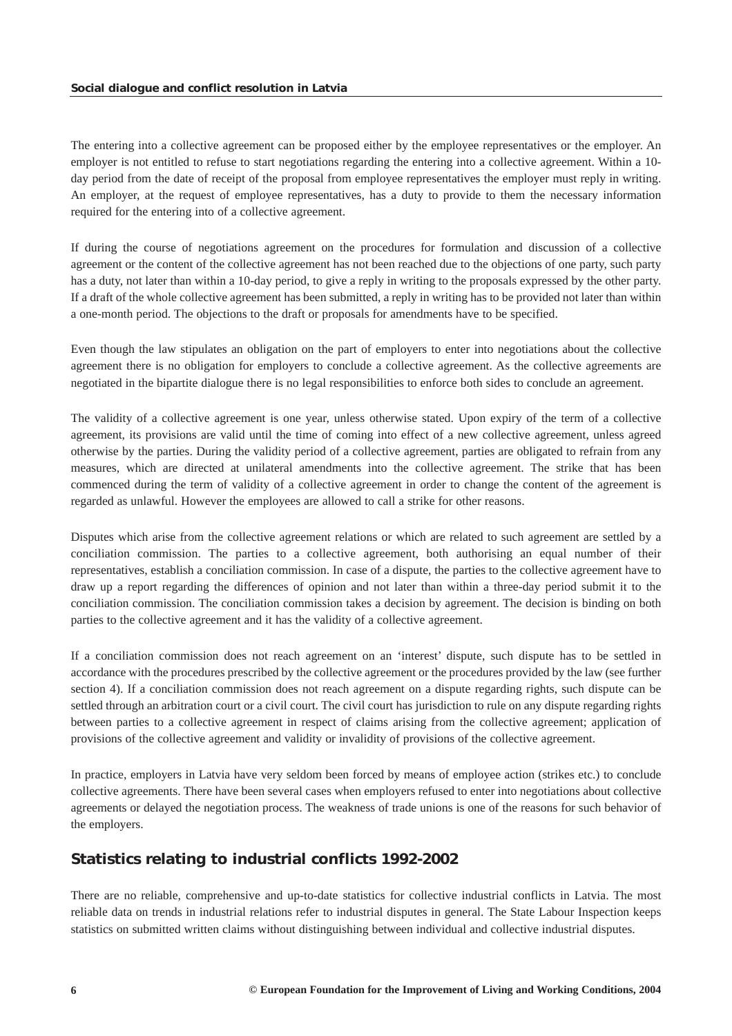The entering into a collective agreement can be proposed either by the employee representatives or the employer. An employer is not entitled to refuse to start negotiations regarding the entering into a collective agreement. Within a 10-day period from the date of receipt of the proposal from employee representatives the employer must reply in writing. An employer, at the request of employee representatives, has a duty to provide to them the necessary information required for the entering into of a collective agreement.

If during the course of negotiations agreement on the procedures for formulation and discussion of a collective agreement or the content of the collective agreement has not been reached due to the objections of one party, such party has a duty, not later than within a 10-day period, to give a reply in writing to the proposals expressed by the other party. If a draft of the whole collective agreement has been submitted, a reply in writing has to be provided not later than within a one-month period. The objections to the draft or proposals for amendments have to be specified.

Even though the law stipulates an obligation on the part of employers to enter into negotiations about the collective agreement there is no obligation for employers to conclude a collective agreement. As the collective agreements are negotiated in the bipartite dialogue there is no legal responsibilities to enforce both sides to conclude an agreement.

The validity of a collective agreement is one year, unless otherwise stated. Upon expiry of the term of a collective agreement, its provisions are valid until the time of coming into effect of a new collective agreement, unless agreed otherwise by the parties. During the validity period of a collective agreement, parties are obligated to refrain from any measures, which are directed at unilateral amendments into the collective agreement. The strike that has been commenced during the term of validity of a collective agreement in order to change the content of the agreement is regarded as unlawful. However the employees are allowed to call a strike for other reasons.

Disputes which arise from the collective agreement relations or which are related to such agreement are settled by a conciliation commission. The parties to a collective agreement, both authorising an equal number of their representatives, establish a conciliation commission. In case of a dispute, the parties to the collective agreement have to draw up a report regarding the differences of opinion and not later than within a three-day period submit it to the conciliation commission. The conciliation commission takes a decision by agreement. The decision is binding on both parties to the collective agreement and it has the validity of a collective agreement.

If a conciliation commission does not reach agreement on an 'interest' dispute, such dispute has to be settled in accordance with the procedures prescribed by the collective agreement or the procedures provided by the law (see further section 4). If a conciliation commission does not reach agreement on a dispute regarding rights, such dispute can be settled through an arbitration court or a civil court. The civil court has jurisdiction to rule on any dispute regarding rights between parties to a collective agreement in respect of claims arising from the collective agreement; application of provisions of the collective agreement and validity or invalidity of provisions of the collective agreement.

In practice, employers in Latvia have very seldom been forced by means of employee action (strikes etc.) to conclude collective agreements. There have been several cases when employers refused to enter into negotiations about collective agreements or delayed the negotiation process. The weakness of trade unions is one of the reasons for such behavior of the employers.

## Statistics relating to industrial conflicts 1992-2002

There are no reliable, comprehensive and up-to-date statistics for collective industrial conflicts in Latvia. The most reliable data on trends in industrial relations refer to industrial disputes in general. The State Labour Inspection keeps statistics on submitted written claims without distinguishing between individual and collective industrial disputes.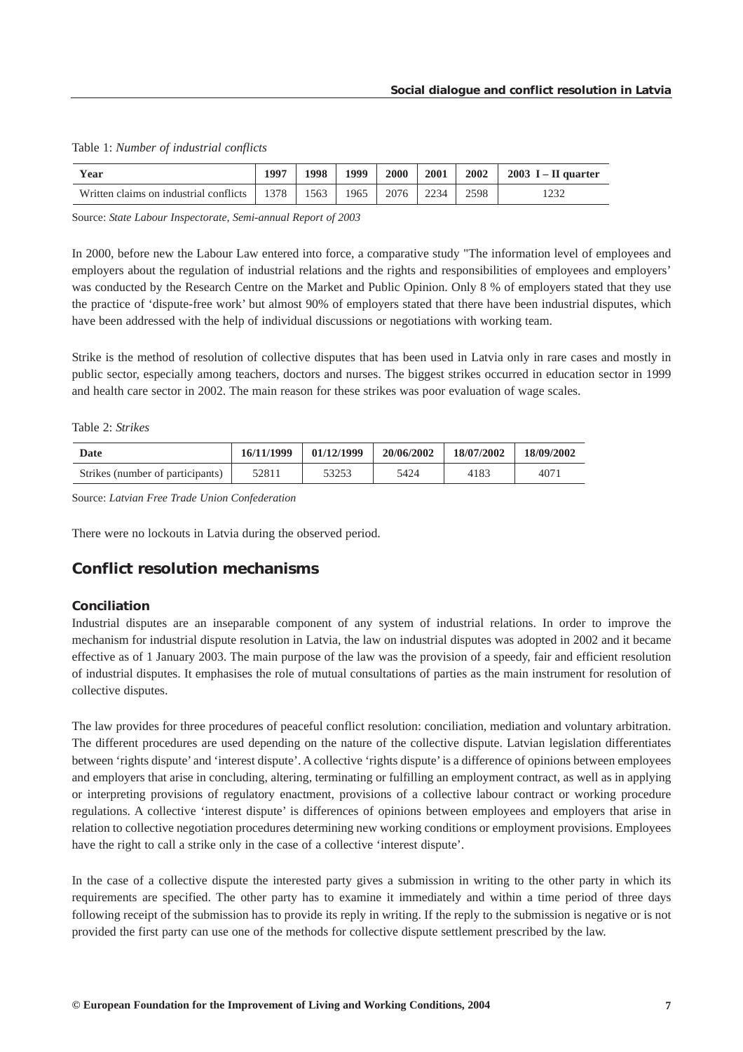Table 1: *Number of industrial conflicts*

| Year | 1997 | 1998 | 1999 | 2000 | 2001 | 2002 | 2003 I – II quarter |
|---|---|---|---|---|---|---|---|
| Written claims on industrial conflicts | 1378 | 1563 | 1965 | 2076 | 2234 | 2598 | 1232 |

Source: *State Labour Inspectorate, Semi-annual Report of 2003*

In 2000, before new the Labour Law entered into force, a comparative study "The information level of employees and employers about the regulation of industrial relations and the rights and responsibilities of employees and employers' was conducted by the Research Centre on the Market and Public Opinion. Only 8 % of employers stated that they use the practice of 'dispute-free work' but almost 90% of employers stated that there have been industrial disputes, which have been addressed with the help of individual discussions or negotiations with working team.

Strike is the method of resolution of collective disputes that has been used in Latvia only in rare cases and mostly in public sector, especially among teachers, doctors and nurses. The biggest strikes occurred in education sector in 1999 and health care sector in 2002. The main reason for these strikes was poor evaluation of wage scales.

Table 2: *Strikes*

| Date | 16/11/1999 | 01/12/1999 | 20/06/2002 | 18/07/2002 | 18/09/2002 |
|---|---|---|---|---|---|
| Strikes (number of participants) | 52811 | 53253 | 5424 | 4183 | 4071 |

Source: *Latvian Free Trade Union Confederation*

There were no lockouts in Latvia during the observed period.

## Conflict resolution mechanisms

### Conciliation

Industrial disputes are an inseparable component of any system of industrial relations. In order to improve the mechanism for industrial dispute resolution in Latvia, the law on industrial disputes was adopted in 2002 and it became effective as of 1 January 2003. The main purpose of the law was the provision of a speedy, fair and efficient resolution of industrial disputes. It emphasises the role of mutual consultations of parties as the main instrument for resolution of collective disputes.

The law provides for three procedures of peaceful conflict resolution: conciliation, mediation and voluntary arbitration. The different procedures are used depending on the nature of the collective dispute. Latvian legislation differentiates between 'rights dispute' and 'interest dispute'. A collective 'rights dispute' is a difference of opinions between employees and employers that arise in concluding, altering, terminating or fulfilling an employment contract, as well as in applying or interpreting provisions of regulatory enactment, provisions of a collective labour contract or working procedure regulations. A collective 'interest dispute' is differences of opinions between employees and employers that arise in relation to collective negotiation procedures determining new working conditions or employment provisions. Employees have the right to call a strike only in the case of a collective 'interest dispute'.

In the case of a collective dispute the interested party gives a submission in writing to the other party in which its requirements are specified. The other party has to examine it immediately and within a time period of three days following receipt of the submission has to provide its reply in writing. If the reply to the submission is negative or is not provided the first party can use one of the methods for collective dispute settlement prescribed by the law.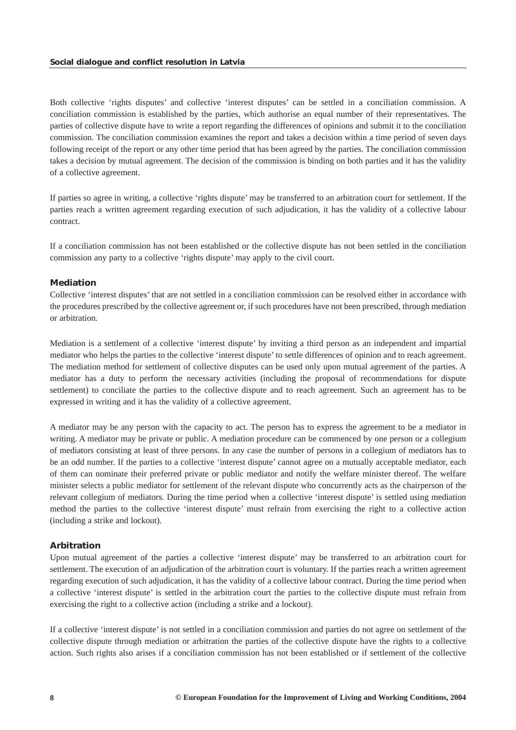Both collective ‘rights disputes’ and collective ‘interest disputes’ can be settled in a conciliation commission. A conciliation commission is established by the parties, which authorise an equal number of their representatives. The parties of collective dispute have to write a report regarding the differences of opinions and submit it to the conciliation commission. The conciliation commission examines the report and takes a decision within a time period of seven days following receipt of the report or any other time period that has been agreed by the parties. The conciliation commission takes a decision by mutual agreement. The decision of the commission is binding on both parties and it has the validity of a collective agreement.

If parties so agree in writing, a collective ‘rights dispute’ may be transferred to an arbitration court for settlement. If the parties reach a written agreement regarding execution of such adjudication, it has the validity of a collective labour contract.

If a conciliation commission has not been established or the collective dispute has not been settled in the conciliation commission any party to a collective ‘rights dispute’ may apply to the civil court.

### Mediation

Collective ‘interest disputes’ that are not settled in a conciliation commission can be resolved either in accordance with the procedures prescribed by the collective agreement or, if such procedures have not been prescribed, through mediation or arbitration.

Mediation is a settlement of a collective ‘interest dispute’ by inviting a third person as an independent and impartial mediator who helps the parties to the collective ‘interest dispute’ to settle differences of opinion and to reach agreement. The mediation method for settlement of collective disputes can be used only upon mutual agreement of the parties. A mediator has a duty to perform the necessary activities (including the proposal of recommendations for dispute settlement) to conciliate the parties to the collective dispute and to reach agreement. Such an agreement has to be expressed in writing and it has the validity of a collective agreement.

A mediator may be any person with the capacity to act. The person has to express the agreement to be a mediator in writing. A mediator may be private or public. A mediation procedure can be commenced by one person or a collegium of mediators consisting at least of three persons. In any case the number of persons in a collegium of mediators has to be an odd number. If the parties to a collective ‘interest dispute’ cannot agree on a mutually acceptable mediator, each of them can nominate their preferred private or public mediator and notify the welfare minister thereof. The welfare minister selects a public mediator for settlement of the relevant dispute who concurrently acts as the chairperson of the relevant collegium of mediators. During the time period when a collective ‘interest dispute’ is settled using mediation method the parties to the collective ‘interest dispute’ must refrain from exercising the right to a collective action (including a strike and lockout).

### Arbitration

Upon mutual agreement of the parties a collective ‘interest dispute’ may be transferred to an arbitration court for settlement. The execution of an adjudication of the arbitration court is voluntary. If the parties reach a written agreement regarding execution of such adjudication, it has the validity of a collective labour contract. During the time period when a collective ‘interest dispute’ is settled in the arbitration court the parties to the collective dispute must refrain from exercising the right to a collective action (including a strike and a lockout).

If a collective ‘interest dispute’ is not settled in a conciliation commission and parties do not agree on settlement of the collective dispute through mediation or arbitration the parties of the collective dispute have the rights to a collective action. Such rights also arises if a conciliation commission has not been established or if settlement of the collective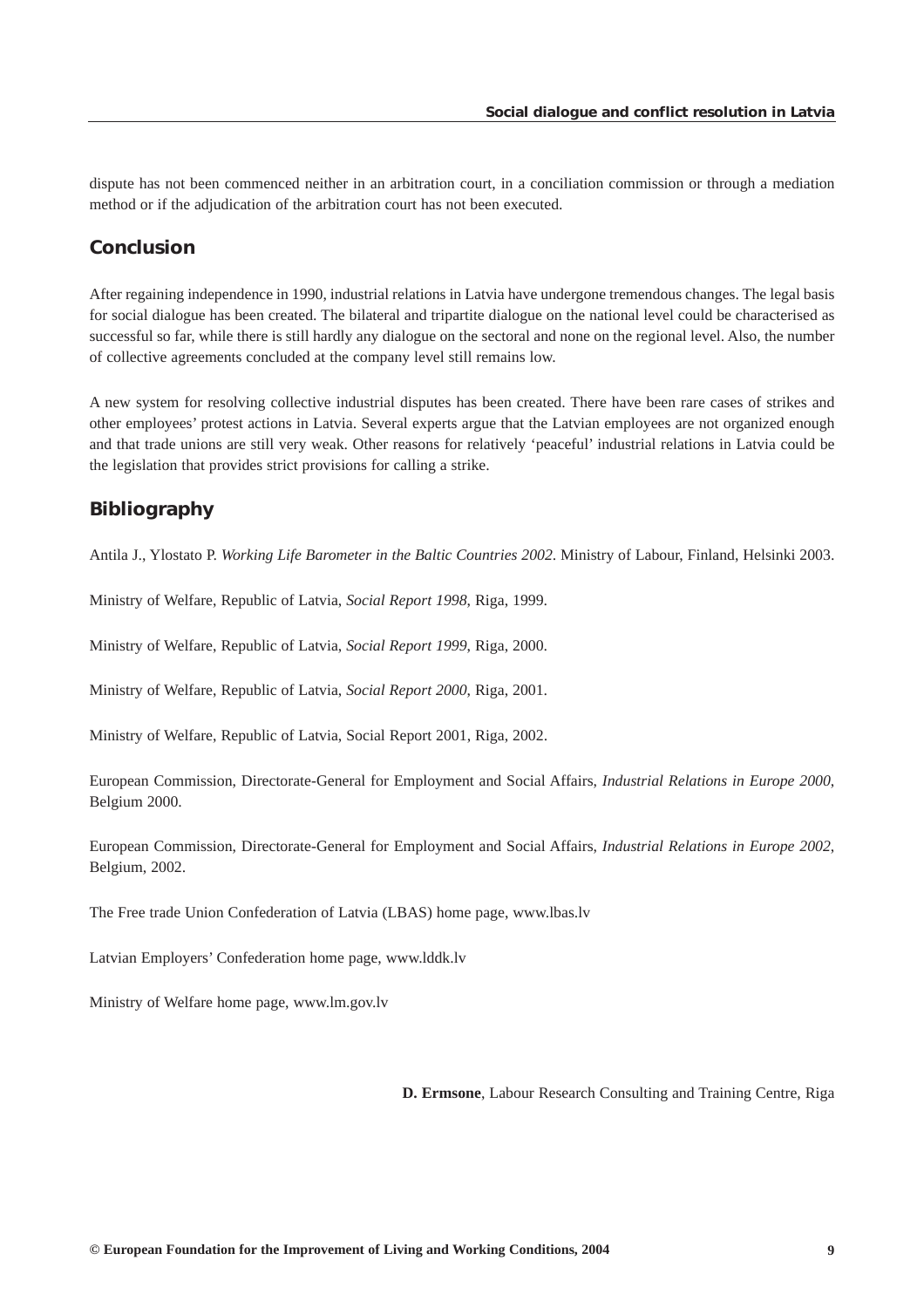dispute has not been commenced neither in an arbitration court, in a conciliation commission or through a mediation method or if the adjudication of the arbitration court has not been executed.

## Conclusion

After regaining independence in 1990, industrial relations in Latvia have undergone tremendous changes. The legal basis for social dialogue has been created. The bilateral and tripartite dialogue on the national level could be characterised as successful so far, while there is still hardly any dialogue on the sectoral and none on the regional level. Also, the number of collective agreements concluded at the company level still remains low.

A new system for resolving collective industrial disputes has been created. There have been rare cases of strikes and other employees' protest actions in Latvia. Several experts argue that the Latvian employees are not organized enough and that trade unions are still very weak. Other reasons for relatively 'peaceful' industrial relations in Latvia could be the legislation that provides strict provisions for calling a strike.

## Bibliography

Antila J., Ylostato P. *Working Life Barometer in the Baltic Countries 2002*. Ministry of Labour, Finland, Helsinki 2003.

Ministry of Welfare, Republic of Latvia, *Social Report 1998*, Riga, 1999.

Ministry of Welfare, Republic of Latvia, *Social Report 1999*, Riga, 2000.

Ministry of Welfare, Republic of Latvia, *Social Report 2000*, Riga, 2001.

Ministry of Welfare, Republic of Latvia, Social Report 2001, Riga, 2002.

European Commission, Directorate-General for Employment and Social Affairs, *Industrial Relations in Europe 2000*, Belgium 2000.

European Commission, Directorate-General for Employment and Social Affairs, *Industrial Relations in Europe 2002*, Belgium, 2002.

The Free trade Union Confederation of Latvia (LBAS) home page, www.lbas.lv

Latvian Employers' Confederation home page, www.lddk.lv

Ministry of Welfare home page, www.lm.gov.lv

**D. Ermsone**, Labour Research Consulting and Training Centre, Riga

© European Foundation for the Improvement of Living and Working Conditions, 2004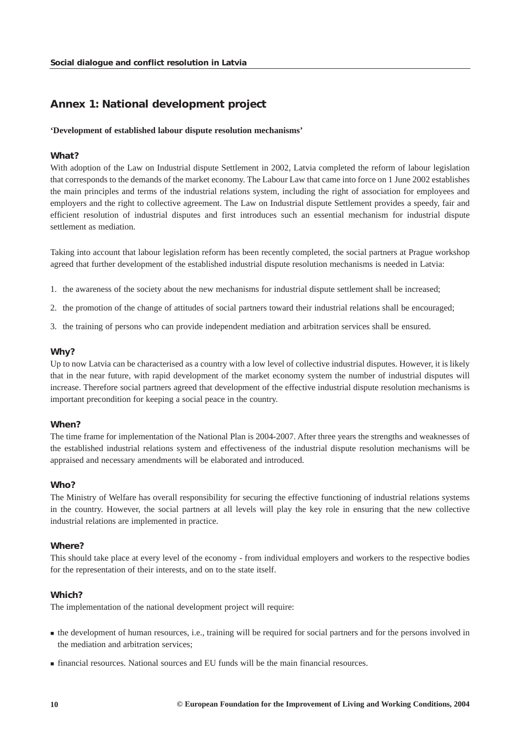## Annex 1: National development project

**'Development of established labour dispute resolution mechanisms'**

### What?

With adoption of the Law on Industrial dispute Settlement in 2002, Latvia completed the reform of labour legislation that corresponds to the demands of the market economy. The Labour Law that came into force on 1 June 2002 establishes the main principles and terms of the industrial relations system, including the right of association for employees and employers and the right to collective agreement. The Law on Industrial dispute Settlement provides a speedy, fair and efficient resolution of industrial disputes and first introduces such an essential mechanism for industrial dispute settlement as mediation.

Taking into account that labour legislation reform has been recently completed, the social partners at Prague workshop agreed that further development of the established industrial dispute resolution mechanisms is needed in Latvia:

1. the awareness of the society about the new mechanisms for industrial dispute settlement shall be increased;
2. the promotion of the change of attitudes of social partners toward their industrial relations shall be encouraged;
3. the training of persons who can provide independent mediation and arbitration services shall be ensured.

### Why?

Up to now Latvia can be characterised as a country with a low level of collective industrial disputes. However, it is likely that in the near future, with rapid development of the market economy system the number of industrial disputes will increase. Therefore social partners agreed that development of the effective industrial dispute resolution mechanisms is important precondition for keeping a social peace in the country.

### When?

The time frame for implementation of the National Plan is 2004-2007. After three years the strengths and weaknesses of the established industrial relations system and effectiveness of the industrial dispute resolution mechanisms will be appraised and necessary amendments will be elaborated and introduced.

### Who?

The Ministry of Welfare has overall responsibility for securing the effective functioning of industrial relations systems in the country. However, the social partners at all levels will play the key role in ensuring that the new collective industrial relations are implemented in practice.

### Where?

This should take place at every level of the economy - from individual employers and workers to the respective bodies for the representation of their interests, and on to the state itself.

### Which?

The implementation of the national development project will require:

- the development of human resources, i.e., training will be required for social partners and for the persons involved in the mediation and arbitration services;
- financial resources. National sources and EU funds will be the main financial resources.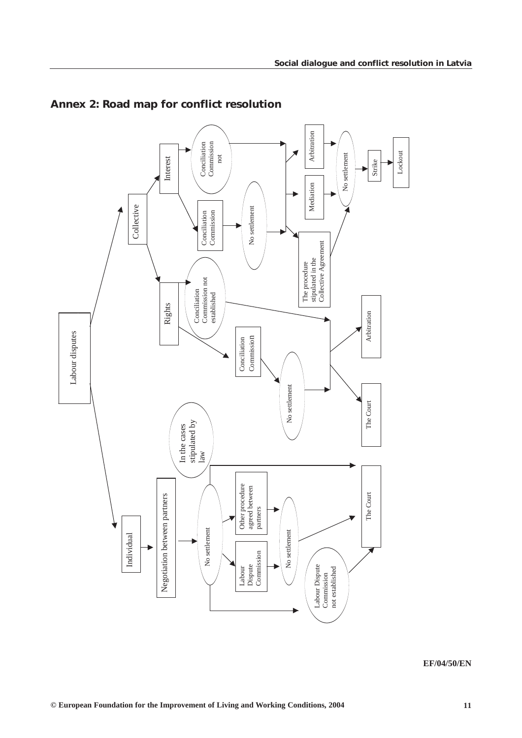## Annex 2: Road map for conflict resolution

Labour disputes

Collective

Interest

Conciliation Commission not

Conciliation Commission

No settlement

Arbitration

Mediation

The procedure stipulated in the Collective Agreement

No settlement

Strike

Lockout

Rights

Conciliation Commission not established

Conciliation Commission

No settlement

Arbitration

The Court

Individual

Negotiation between partners

In the cases stipulated by law

No settlement

Other procedure agreed between partners

Labour Dispute Commission

No settlement

Labour Dispute Commission not established

The Court

EF/04/50/EN

© European Foundation for the Improvement of Living and Working Conditions, 2004